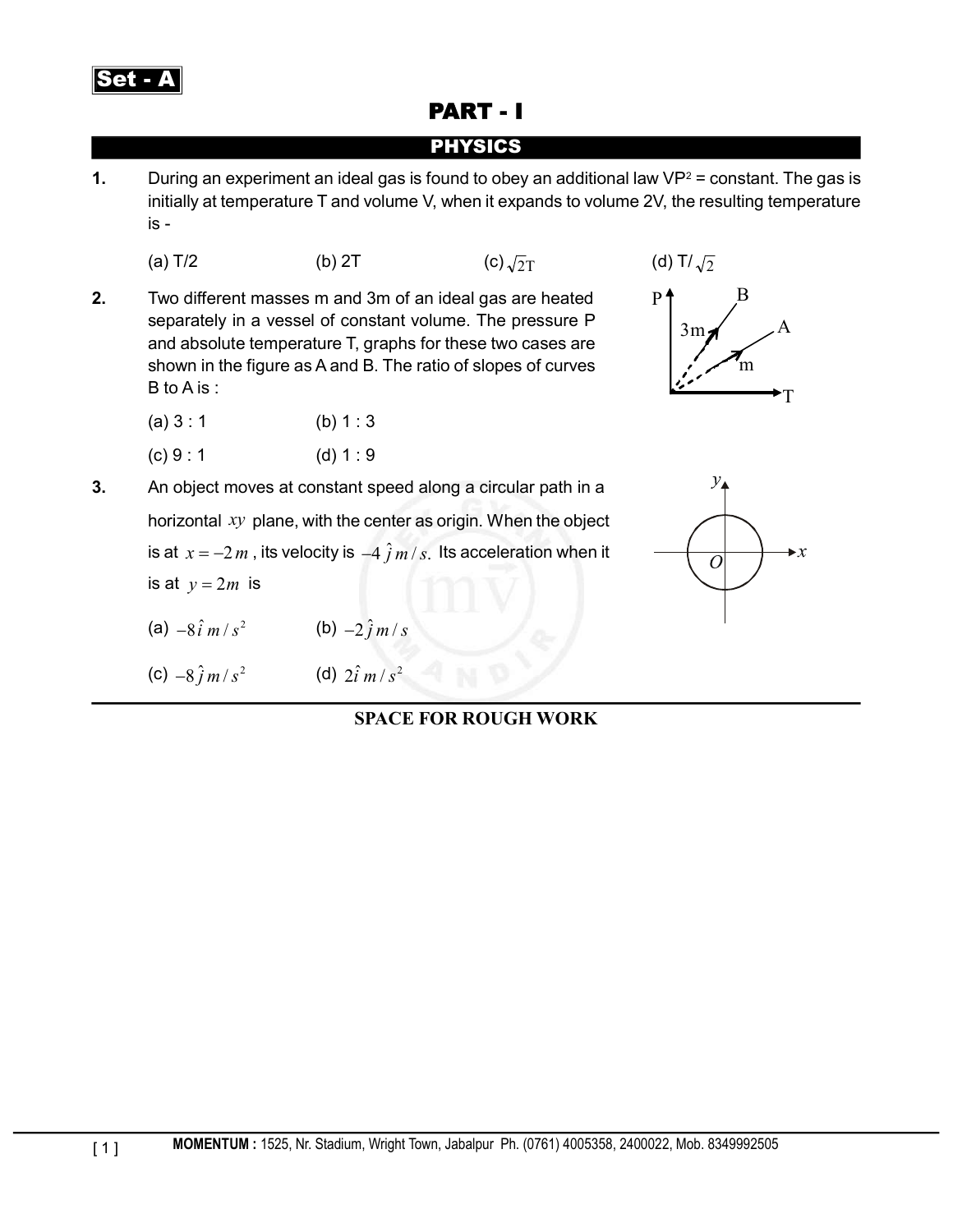Set - A

# PART - I

## PHYSICS

**1.** During an experiment an ideal gas is found to obey an additional law $VP^2$ = constant. The gas is initially at temperature T and volume V, when it expands to volume 2V, the resulting temperature is -

(a) T/2 (b) 2T (c) $\sqrt{2}T$ (d) T/$\sqrt{2}$

**2.** Two different masses m and 3m of an ideal gas are heated separately in a vessel of constant volume. The pressure P and absolute temperature T, graphs for these two cases are shown in the figure as A and B. The ratio of slopes of curves B to A is :

(a) 3 : 1 (b) 1 : 3

(c) 9 : 1 (d) 1 : 9

**3.** An object moves at constant speed along a circular path in a horizontal $xy$ plane, with the center as origin. When the object is at $x = -2\,m$, its velocity is $-4\,\hat{j}\,m/s.$ Its acceleration when it is at $y = 2m$ is

(a) $-8\hat{i}\,m/s^2$ (b) $-2\hat{j}\,m/s$

(c) $-8\hat{j}\,m/s^2$ (d) $2\hat{i}\,m/s^2$

SPACE FOR ROUGH WORK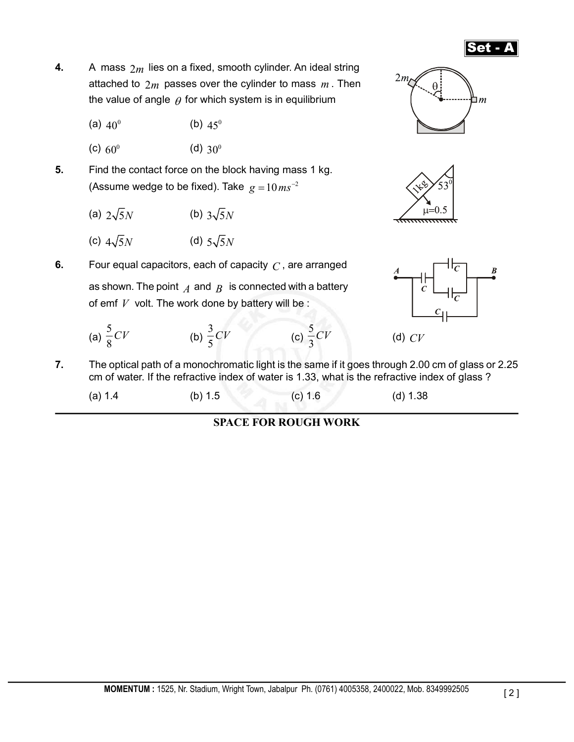**4.** A mass $2m$ lies on a fixed, smooth cylinder. An ideal string attached to $2m$ passes over the cylinder to mass $m$. Then the value of angle $\theta$ for which system is in equilibrium

(a) $40^0$ (b) $45^0$

(c) $60^0$ (d) $30^0$

**5.** Find the contact force on the block having mass 1 kg. (Assume wedge to be fixed). Take $g = 10\,ms^{-2}$

(a) $2\sqrt{5}N$ (b) $3\sqrt{5}N$

(c) $4\sqrt{5}N$ (d) $5\sqrt{5}N$

**6.** Four equal capacitors, each of capacity $C$, are arranged as shown. The point $A$ and $B$ is connected with a battery of emf $V$ volt. The work done by battery will be :

(a) $\frac{5}{8}CV$ (b) $\frac{3}{5}CV$ (c) $\frac{5}{3}CV$ (d) $CV$

**7.** The optical path of a monochromatic light is the same if it goes through 2.00 cm of glass or 2.25 cm of water. If the refractive index of water is 1.33, what is the refractive index of glass ?

(a) 1.4 (b) 1.5 (c) 1.6 (d) 1.38

**SPACE FOR ROUGH WORK**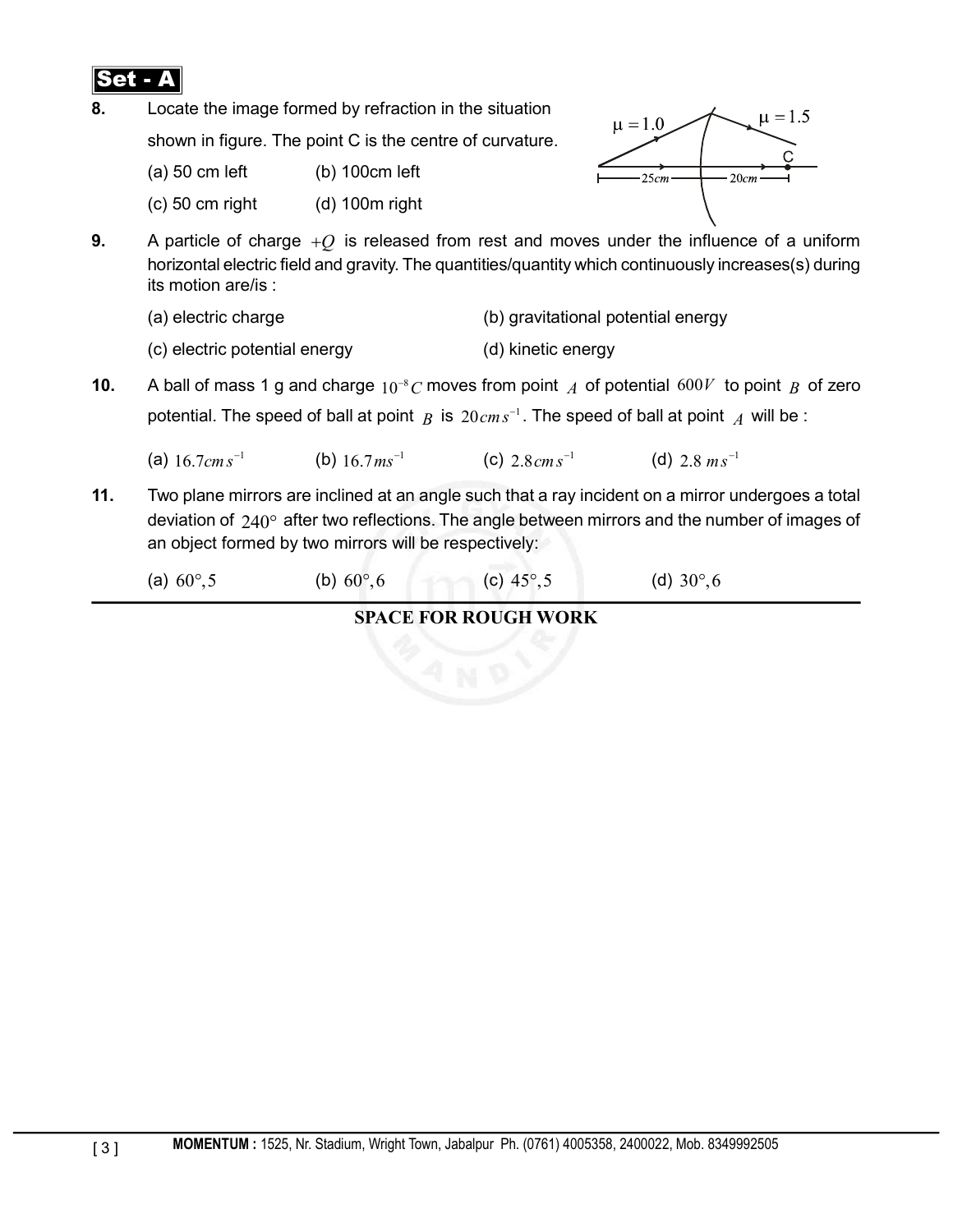**Set - A**

**8.** Locate the image formed by refraction in the situation shown in figure. The point C is the centre of curvature.

(a) 50 cm left (b) 100cm left

(c) 50 cm right (d) 100m right

$\mu = 1.0$ $\mu = 1.5$ C 25*cm* 20*cm*

**9.** A particle of charge $+Q$ is released from rest and moves under the influence of a uniform horizontal electric field and gravity. The quantities/quantity which continuously increases(s) during its motion are/is :

(a) electric charge (b) gravitational potential energy

(c) electric potential energy (d) kinetic energy

**10.** A ball of mass 1 g and charge $10^{-8}C$ moves from point $A$ of potential $600V$ to point $B$ of zero potential. The speed of ball at point $B$ is $20 cm\,s^{-1}$. The speed of ball at point $A$ will be :

(a) $16.7 cm\,s^{-1}$ (b) $16.7 ms^{-1}$ (c) $2.8 cm\,s^{-1}$ (d) $2.8\ m\,s^{-1}$

**11.** Two plane mirrors are inclined at an angle such that a ray incident on a mirror undergoes a total deviation of $240°$ after two reflections. The angle between mirrors and the number of images of an object formed by two mirrors will be respectively:

(a) $60°, 5$ (b) $60°, 6$ (c) $45°, 5$ (d) $30°, 6$

**SPACE FOR ROUGH WORK**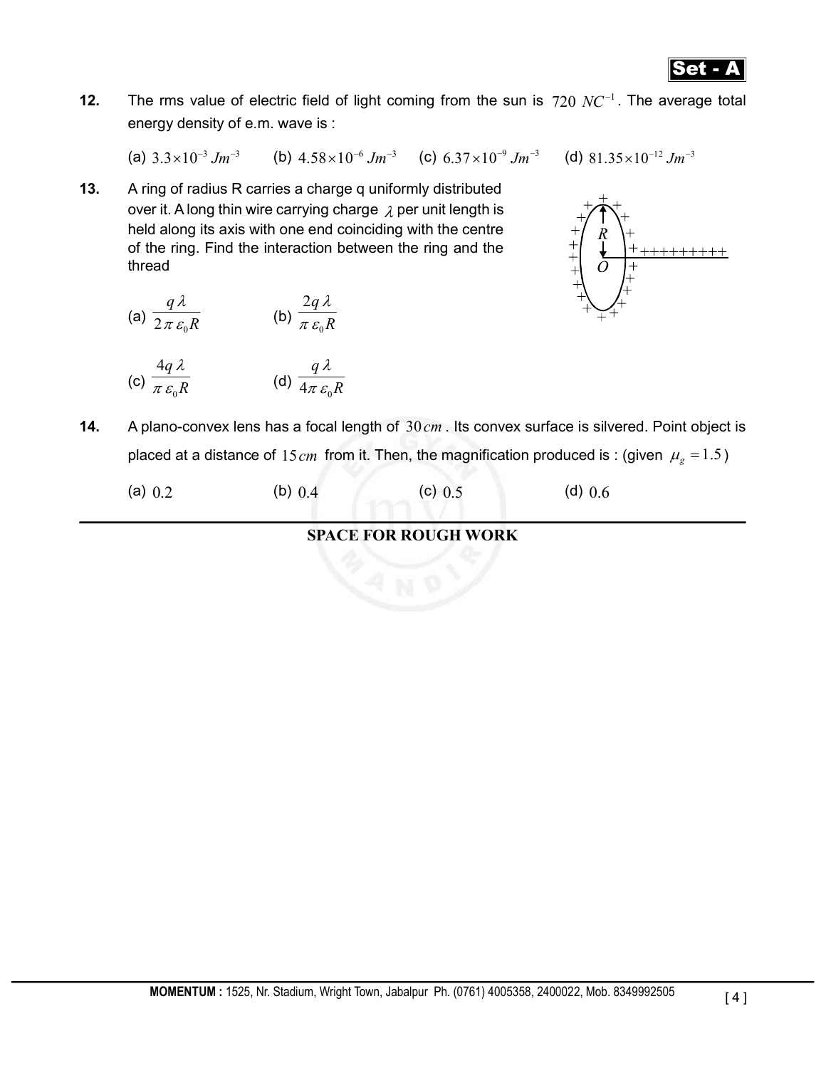**12.** The rms value of electric field of light coming from the sun is $720\ NC^{-1}$. The average total energy density of e.m. wave is :

(a) $3.3\times10^{-3}\ Jm^{-3}$ (b) $4.58\times10^{-6}\ Jm^{-3}$ (c) $6.37\times10^{-9}\ Jm^{-3}$ (d) $81.35\times10^{-12}\ Jm^{-3}$

**13.** A ring of radius R carries a charge q uniformly distributed over it. A long thin wire carrying charge $\lambda$ per unit length is held along its axis with one end coinciding with the centre of the ring. Find the interaction between the ring and the thread

(a) $\dfrac{q\lambda}{2\pi\varepsilon_0 R}$ (b) $\dfrac{2q\lambda}{\pi\varepsilon_0 R}$

(c) $\dfrac{4q\lambda}{\pi\varepsilon_0 R}$ (d) $\dfrac{q\lambda}{4\pi\varepsilon_0 R}$

**14.** A plano-convex lens has a focal length of $30\,cm$. Its convex surface is silvered. Point object is placed at a distance of $15\,cm$ from it. Then, the magnification produced is : (given $\mu_g = 1.5$)

(a) $0.2$ (b) $0.4$ (c) $0.5$ (d) $0.6$

**SPACE FOR ROUGH WORK**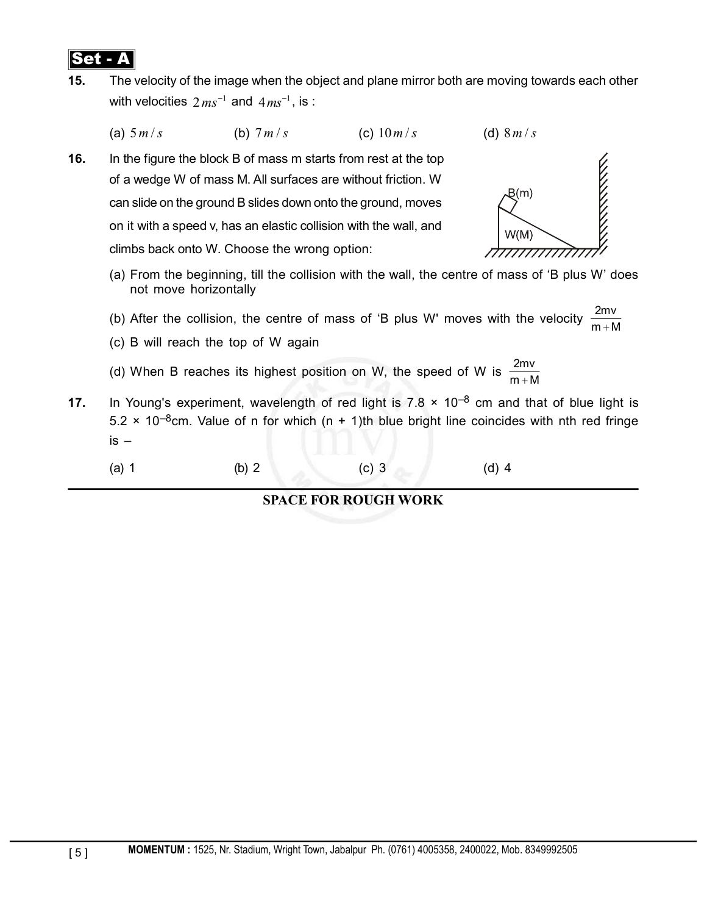**Set - A**

**15.** The velocity of the image when the object and plane mirror both are moving towards each other with velocities $2\,ms^{-1}$ and $4\,ms^{-1}$, is :

(a) $5\,m/s$ (b) $7\,m/s$ (c) $10\,m/s$ (d) $8\,m/s$

**16.** In the figure the block B of mass m starts from rest at the top of a wedge W of mass M. All surfaces are without friction. W can slide on the ground B slides down onto the ground, moves on it with a speed v, has an elastic collision with the wall, and climbs back onto W. Choose the wrong option:

(a) From the beginning, till the collision with the wall, the centre of mass of 'B plus W' does not move horizontally

(b) After the collision, the centre of mass of 'B plus W' moves with the velocity $\frac{2mv}{m+M}$

(c) B will reach the top of W again

(d) When B reaches its highest position on W, the speed of W is $\frac{2mv}{m+M}$

**17.** In Young's experiment, wavelength of red light is $7.8 \times 10^{-8}$ cm and that of blue light is $5.2 \times 10^{-8}$cm. Value of n for which (n + 1)th blue bright line coincides with nth red fringe is –

(a) 1 (b) 2 (c) 3 (d) 4

**SPACE FOR ROUGH WORK**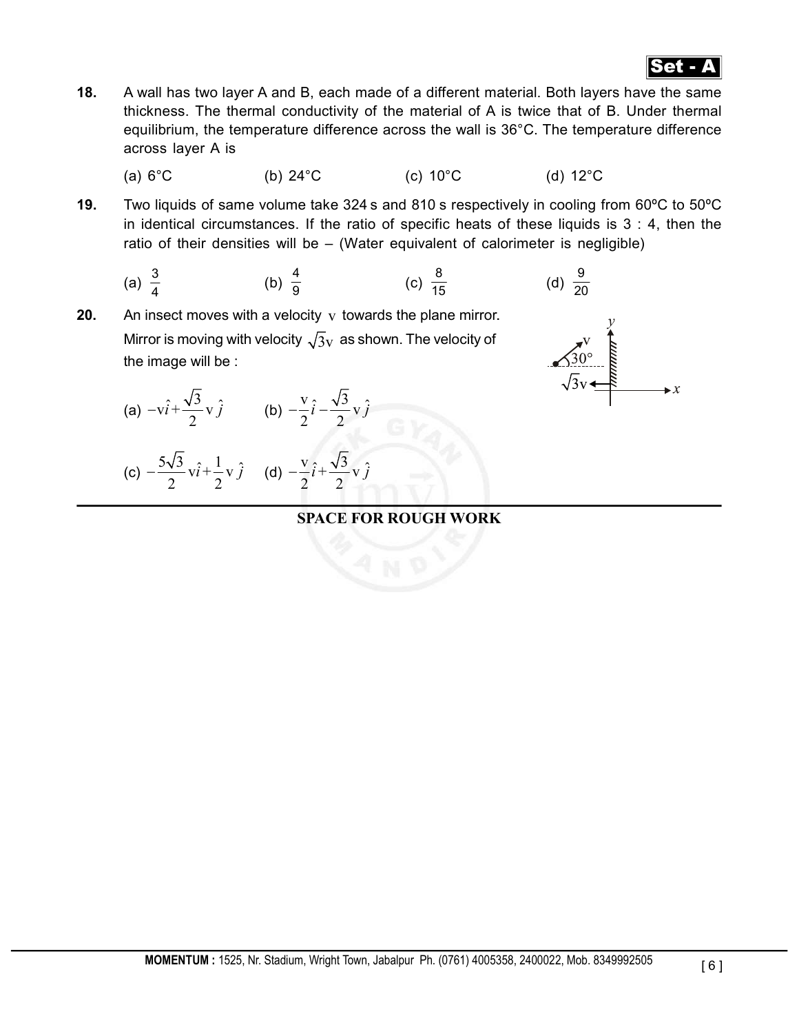**18.** A wall has two layer A and B, each made of a different material. Both layers have the same thickness. The thermal conductivity of the material of A is twice that of B. Under thermal equilibrium, the temperature difference across the wall is 36°C. The temperature difference across layer A is

(a) 6°C (b) 24°C (c) 10°C (d) 12°C

**19.** Two liquids of same volume take 324 s and 810 s respectively in cooling from 60ºC to 50ºC in identical circumstances. If the ratio of specific heats of these liquids is 3 : 4, then the ratio of their densities will be – (Water equivalent of calorimeter is negligible)

(a) $\frac{3}{4}$ (b) $\frac{4}{9}$ (c) $\frac{8}{15}$ (d) $\frac{9}{20}$

**20.** An insect moves with a velocity $v$ towards the plane mirror. Mirror is moving with velocity $\sqrt{3}v$ as shown. The velocity of the image will be :

(a) $-v\hat{i}+\frac{\sqrt{3}}{2}v\,\hat{j}$ (b) $-\frac{v}{2}\hat{i}-\frac{\sqrt{3}}{2}v\,\hat{j}$

(c) $-\frac{5\sqrt{3}}{2}v\hat{i}+\frac{1}{2}v\,\hat{j}$ (d) $-\frac{v}{2}\hat{i}+\frac{\sqrt{3}}{2}v\,\hat{j}$

**SPACE FOR ROUGH WORK**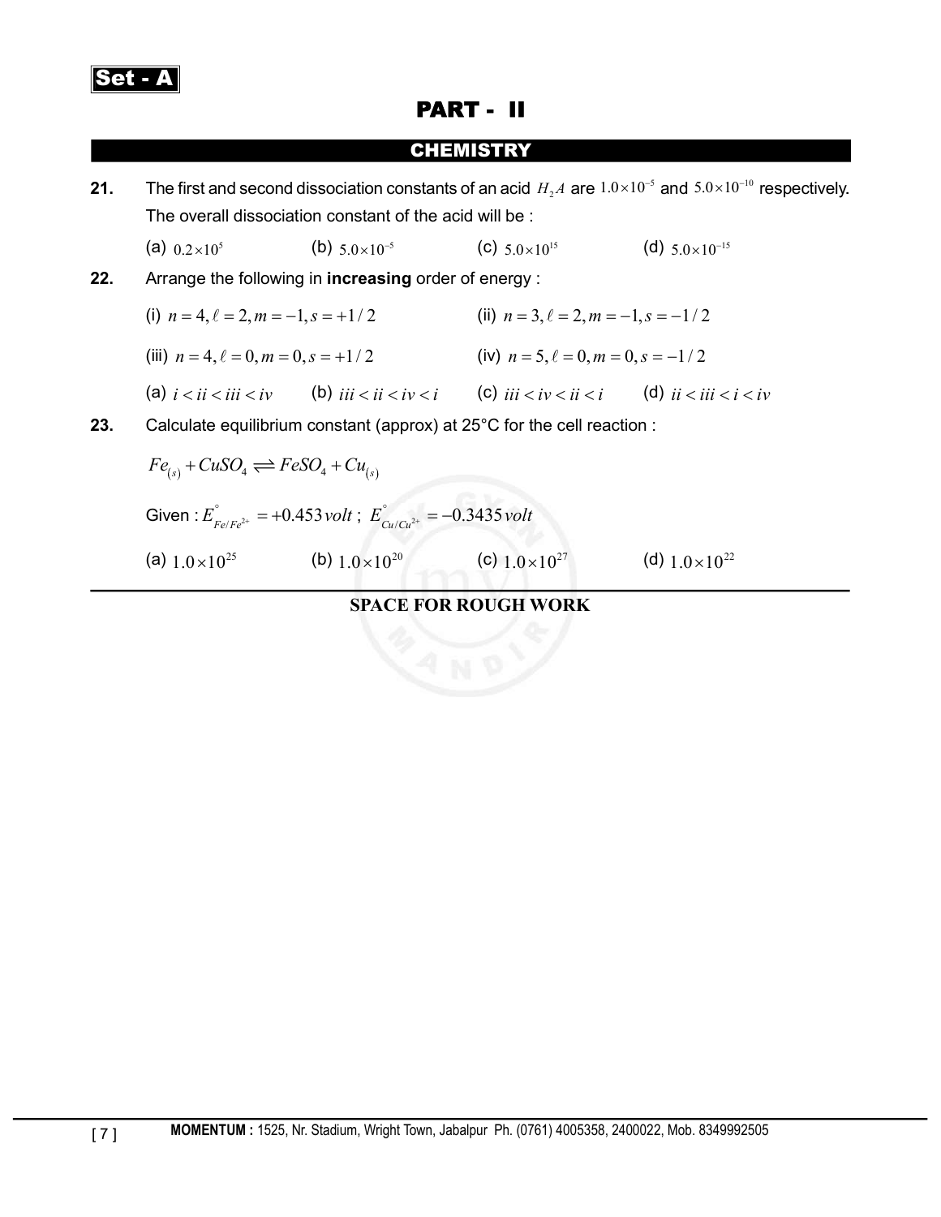Set - A

# PART - II

## CHEMISTRY

**21.** The first and second dissociation constants of an acid $H_2A$ are $1.0\times10^{-5}$ and $5.0\times10^{-10}$ respectively. The overall dissociation constant of the acid will be :

(a) $0.2\times10^{5}$ (b) $5.0\times10^{-5}$ (c) $5.0\times10^{15}$ (d) $5.0\times10^{-15}$

**22.** Arrange the following in **increasing** order of energy :

(i) $n=4, \ell=2, m=-1, s=+1/2$ (ii) $n=3, \ell=2, m=-1, s=-1/2$

(iii) $n=4, \ell=0, m=0, s=+1/2$ (iv) $n=5, \ell=0, m=0, s=-1/2$

(a) $i<ii<iii<iv$ (b) $iii<ii<iv<i$ (c) $iii<iv<ii<i$ (d) $ii<iii<i<iv$

**23.** Calculate equilibrium constant (approx) at 25°C for the cell reaction :

$$Fe_{(s)} + CuSO_4 \rightleftharpoons FeSO_4 + Cu_{(s)}$$

Given : $E^{\circ}_{Fe/Fe^{2+}} = +0.453\,volt$ ; $E^{\circ}_{Cu/Cu^{2+}} = -0.3435\,volt$

(a) $1.0\times10^{25}$ (b) $1.0\times10^{20}$ (c) $1.0\times10^{27}$ (d) $1.0\times10^{22}$

**SPACE FOR ROUGH WORK**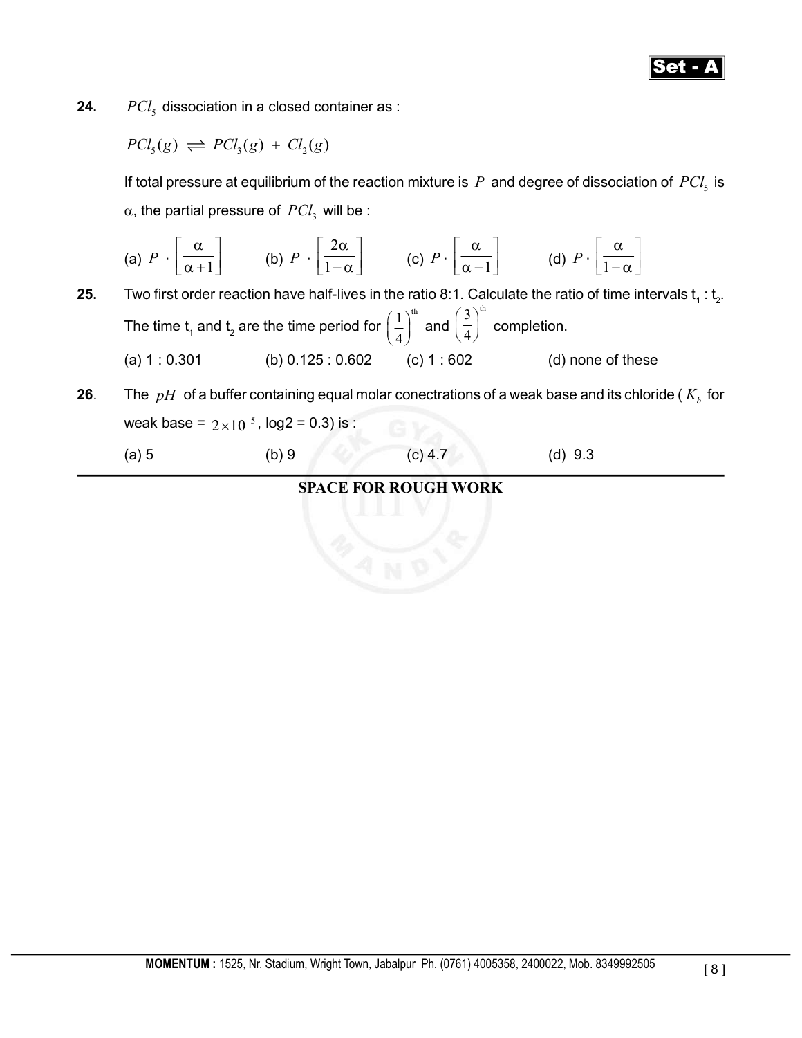**24.** $PCl_5$ dissociation in a closed container as :

$$PCl_5(g) \rightleftharpoons PCl_3(g) + Cl_2(g)$$

If total pressure at equilibrium of the reaction mixture is $P$ and degree of dissociation of $PCl_5$ is $\alpha$, the partial pressure of $PCl_3$ will be :

(a) $P \cdot \left[\frac{\alpha}{\alpha+1}\right]$ (b) $P \cdot \left[\frac{2\alpha}{1-\alpha}\right]$ (c) $P \cdot \left[\frac{\alpha}{\alpha-1}\right]$ (d) $P \cdot \left[\frac{\alpha}{1-\alpha}\right]$

**25.** Two first order reaction have half-lives in the ratio 8:1. Calculate the ratio of time intervals $t_1 : t_2$. The time $t_1$ and $t_2$ are the time period for $\left(\frac{1}{4}\right)^{th}$ and $\left(\frac{3}{4}\right)^{th}$ completion.

(a) 1 : 0.301 (b) 0.125 : 0.602 (c) 1 : 602 (d) none of these

**26**. The $pH$ of a buffer containing equal molar conectrations of a weak base and its chloride ( $K_b$ for weak base = $2 \times 10^{-5}$, log2 = 0.3) is :

(a) 5 (b) 9 (c) 4.7 (d) 9.3

**SPACE FOR ROUGH WORK**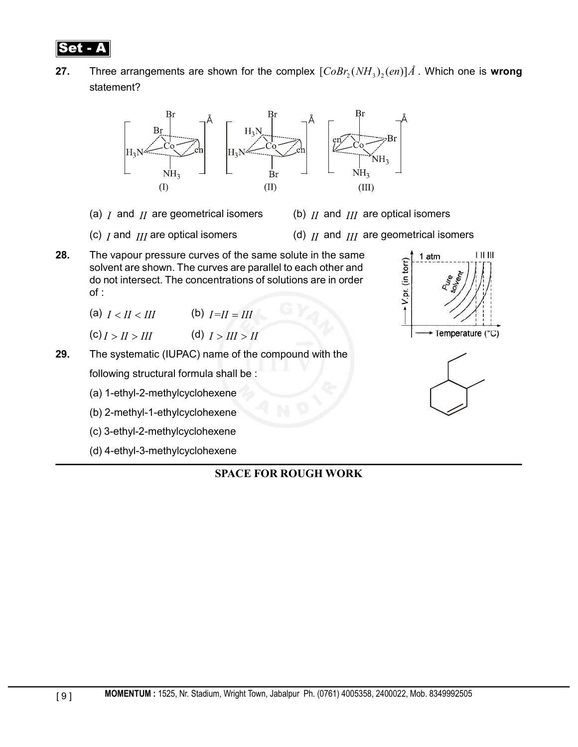**Set - A**

**27.** Three arrangements are shown for the complex $[CoBr_2(NH_3)_2(en)]\mathring{A}$. Which one is **wrong** statement?

(I) (II) (III)

(a) $I$ and $II$ are geometrical isomers

(b) $II$ and $III$ are optical isomers

(c) $I$ and $III$ are optical isomers

(d) $II$ and $III$ are geometrical isomers

**28.** The vapour pressure curves of the same solute in the same solvent are shown. The curves are parallel to each other and do not intersect. The concentrations of solutions are in order of :

(a) $I < II < III$

(b) $I = II = III$

(c) $I > II > III$

(d) $I > III > II$

**29.** The systematic (IUPAC) name of the compound with the following structural formula shall be :

(a) 1-ethyl-2-methylcyclohexene

(b) 2-methyl-1-ethylcyclohexene

(c) 3-ethyl-2-methylcyclohexene

(d) 4-ethyl-3-methylcyclohexene

**SPACE FOR ROUGH WORK**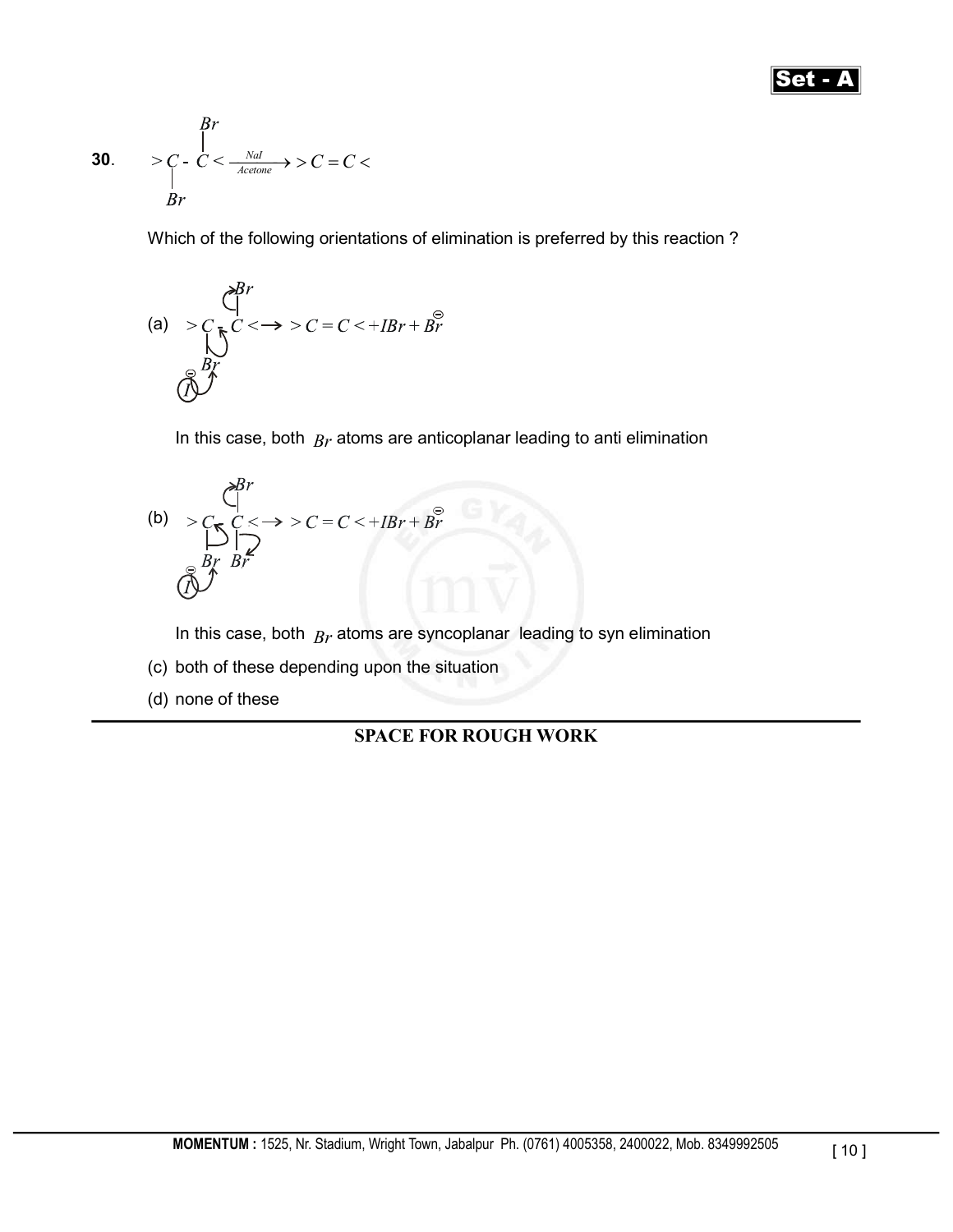**30.** 

$$>\underset{\underset{Br}{|}}{C}-\overset{\overset{Br}{|}}{C}< \xrightarrow[Acetone]{NaI} >C=C<$$

Which of the following orientations of elimination is preferred by this reaction ?

(a) $$>\underset{\underset{\underset{\overset{\ominus}{I}}{}}{Br}}{C}-\overset{Br}{C}< \rightarrow\ >C=C<+IBr+\overset{\ominus}{Br}$$

In this case, both $Br$ atoms are anticoplanar leading to anti elimination

(b) $$>\underset{\underset{\underset{\overset{\ominus}{I}}{}}{Br}}{C}-\overset{Br}{\underset{Br}{C}}< \rightarrow\ >C=C<+IBr+\overset{\ominus}{Br}$$

In this case, both $Br$ atoms are syncoplanar leading to syn elimination

(c) both of these depending upon the situation

(d) none of these

---

**SPACE FOR ROUGH WORK**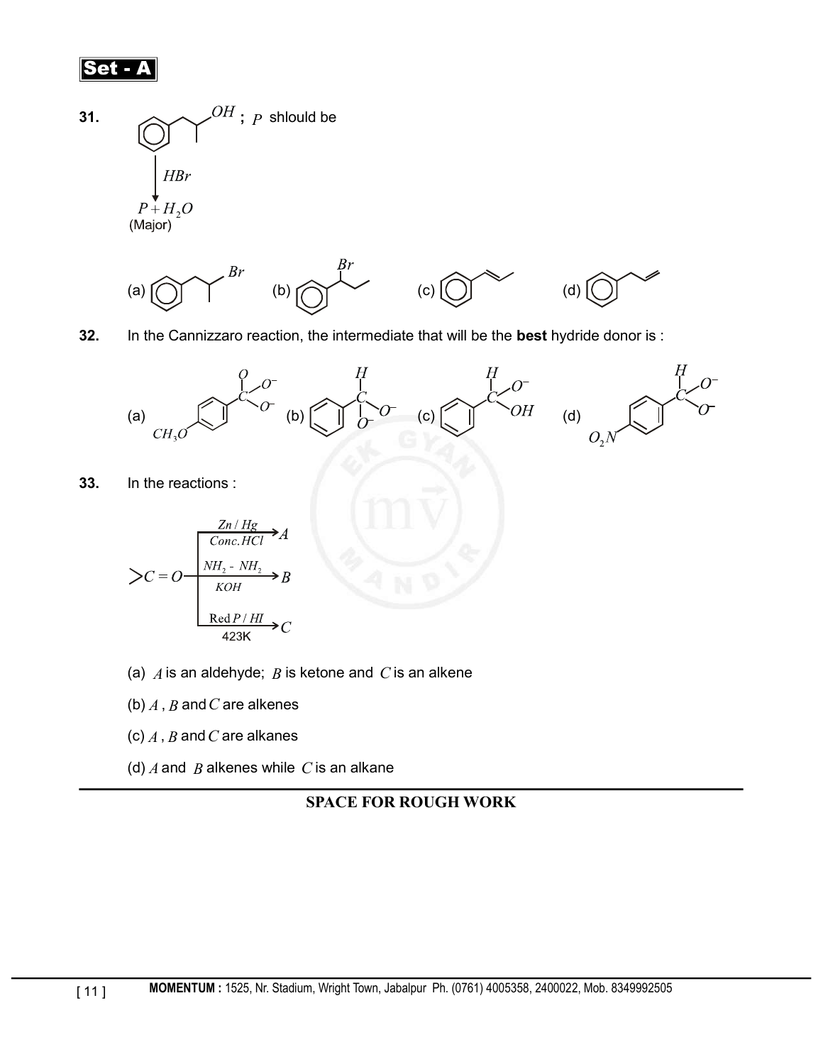**31.** (Structure: Ph–CH₂–CH(CH₃)–CH₂OH) ; $P$ shlould be

$\xrightarrow{HBr}$ $P + H_2O$ (Major)

(a) Ph–CH₂–CH(CH₃)–CH₂Br (b) Ph–CH(Br)–CH₂–CH₃ (c) Ph–CH=CH–CH₃ (d) Ph–CH₂–CH=CH₂

**32.** In the Cannizzaro reaction, the intermediate that will be the **best** hydride donor is :

(a) $CH_3O$–C₆H₄–C(O)(O⁻)(O⁻) (b) C₆H₅–C(H)(O⁻)(O⁻) (c) C₆H₅–C(H)(O⁻)(OH) (d) $O_2N$–C₆H₄–C(H)(O⁻)(O⁻)

**33.** In the reactions :

$$>C=O \xrightarrow[Conc.HCl]{Zn/Hg} A$$

$$>C=O \xrightarrow[KOH]{NH_2-NH_2} B$$

$$>C=O \xrightarrow[423K]{\text{Red } P/HI} C$$

(a) $A$ is an aldehyde; $B$ is ketone and $C$ is an alkene

(b) $A$, $B$ and $C$ are alkenes

(c) $A$, $B$ and $C$ are alkanes

(d) $A$ and $B$ alkenes while $C$ is an alkane

**SPACE FOR ROUGH WORK**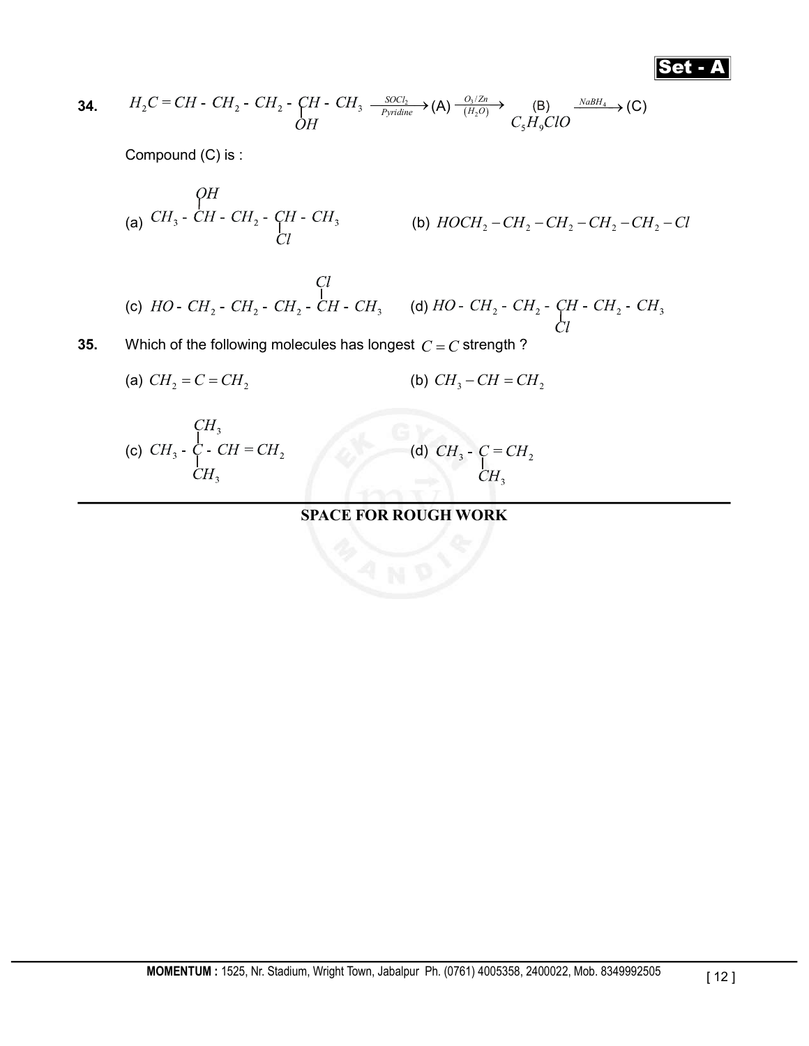**34.** $H_2C = CH - CH_2 - CH_2 - \underset{OH}{\underset{|}{CH}} - CH_3 \xrightarrow[Pyridine]{SOCl_2} (A) \xrightarrow[(H_2O)]{O_3/Zn} \underset{C_5H_9ClO}{(B)} \xrightarrow{NaBH_4} (C)$

Compound (C) is :

(a) $CH_3 - \overset{OH}{\overset{|}{CH}} - CH_2 - \underset{Cl}{\underset{|}{CH}} - CH_3$

(b) $HOCH_2 - CH_2 - CH_2 - CH_2 - CH_2 - Cl$

(c) $HO - CH_2 - CH_2 - CH_2 - \overset{Cl}{\overset{|}{CH}} - CH_3$

(d) $HO - CH_2 - CH_2 - \underset{Cl}{\underset{|}{CH}} - CH_2 - CH_3$

**35.** Which of the following molecules has longest $C = C$ strength ?

(a) $CH_2 = C = CH_2$

(b) $CH_3 - CH = CH_2$

(c) $CH_3 - \overset{CH_3}{\overset{|}{\underset{CH_3}{\underset{|}{C}}}} - CH = CH_2$

(d) $CH_3 - \underset{CH_3}{\underset{|}{C}} = CH_2$

**SPACE FOR ROUGH WORK**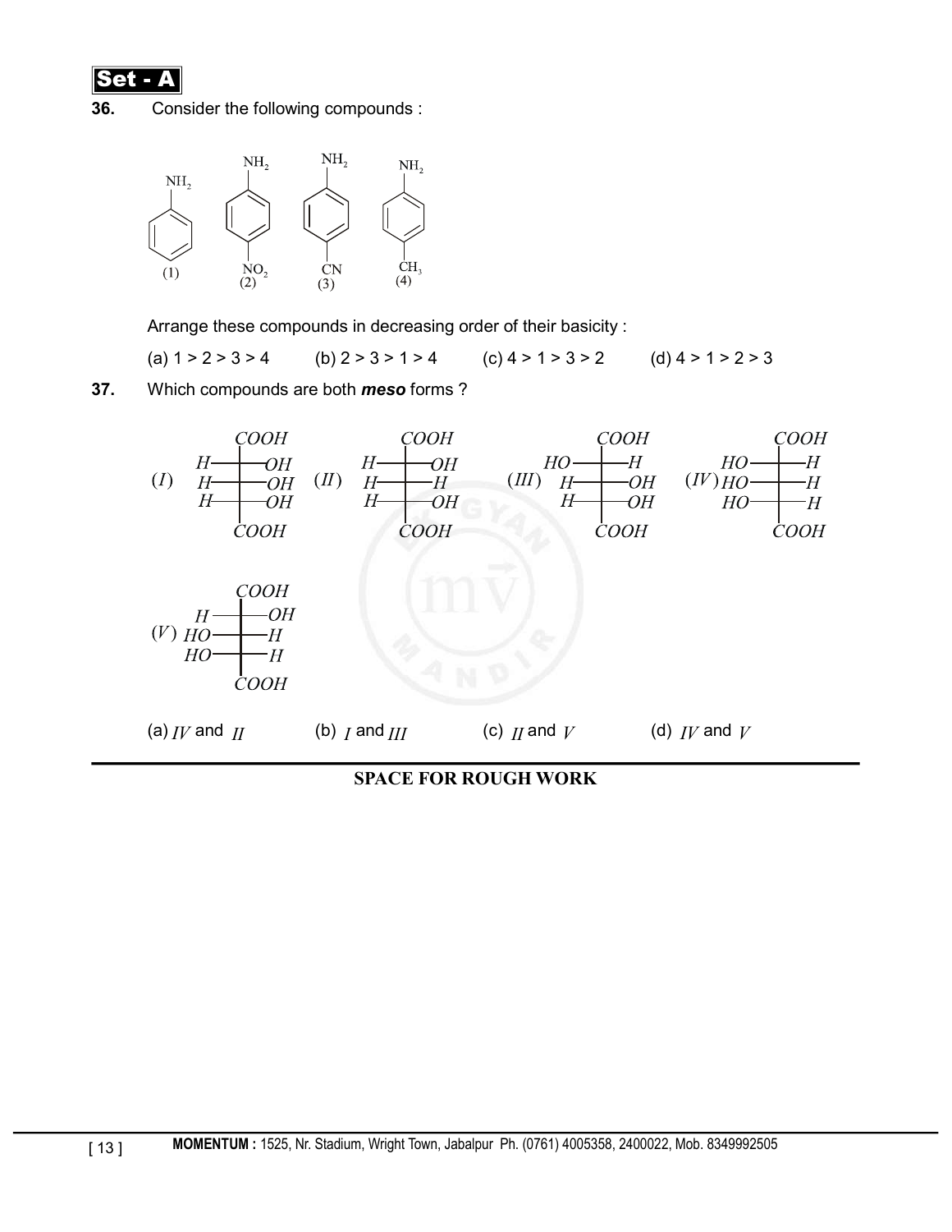**36.** Consider the following compounds :

(1) Aniline ($C_6H_5NH_2$)
(2) p-Nitroaniline ($NH_2$–$C_6H_4$–$NO_2$)
(3) p-Aminobenzonitrile ($NH_2$–$C_6H_4$–$CN$)
(4) p-Toluidine ($NH_2$–$C_6H_4$–$CH_3$)

Arrange these compounds in decreasing order of their basicity :

(a) 1 > 2 > 3 > 4 (b) 2 > 3 > 1 > 4 (c) 4 > 1 > 3 > 2 (d) 4 > 1 > 2 > 3

**37.** Which compounds are both ***meso*** forms ?

(I) Fischer projection: COOH (top); H–C–OH; H–C–OH; H–C–OH; COOH (bottom)

(II) Fischer projection: COOH (top); H–C–OH; H–C–H; H–C–OH; COOH (bottom)

(III) Fischer projection: COOH (top); HO–C–H; H–C–OH; H–C–OH; COOH (bottom)

(IV) Fischer projection: COOH (top); HO–C–H; HO–C–H; HO–C–H; COOH (bottom)

(V) Fischer projection: COOH (top); H–C–OH; HO–C–H; HO–C–H; COOH (bottom)

(a) $IV$ and $II$ (b) $I$ and $III$ (c) $II$ and $V$ (d) $IV$ and $V$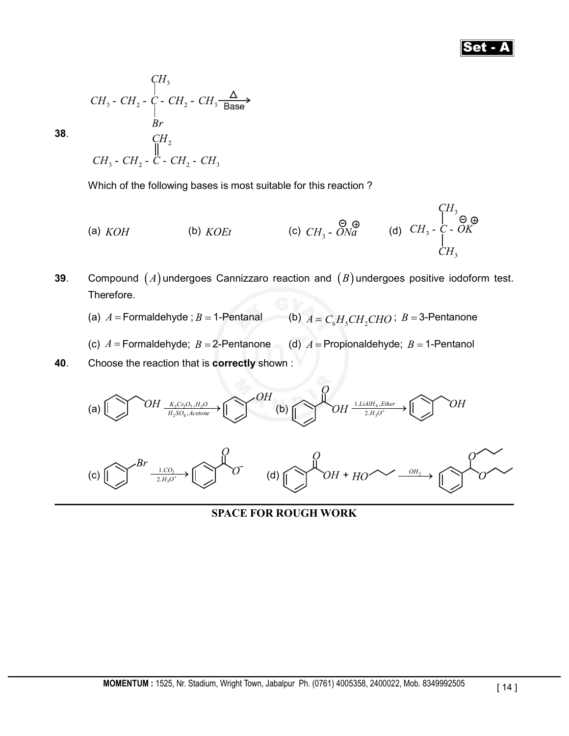**38.**

$$CH_3 - CH_2 - \underset{Br}{\overset{CH_3}{\underset{|}{\overset{|}{C}}}} - CH_2 - CH_3 \xrightarrow[\text{Base}]{\Delta} CH_3 - CH_2 - \overset{CH_2}{\overset{||}{C}} - CH_2 - CH_3$$

Which of the following bases is most suitable for this reaction ?

(a) $KOH$  (b) $KOEt$  (c) $CH_3 - \overset{\ominus}{O}\overset{\oplus}{Na}$  (d) $CH_3 - \underset{CH_3}{\overset{CH_3}{\underset{|}{\overset{|}{C}}}} - \overset{\ominus}{O}\overset{\oplus}{K}$

**39.** Compound $(A)$ undergoes Cannizzaro reaction and $(B)$ undergoes positive iodoform test. Therefore.

(a) $A =$ Formaldehyde ; $B =$ 1-Pentanal  (b) $A = C_6H_5CH_2CHO$ ; $B =$ 3-Pentanone

(c) $A =$ Formaldehyde; $B =$ 2-Pentanone  (d) $A =$ Propionaldehyde; $B =$ 1-Pentanol

**40.** Choose the reaction that is **correctly** shown :

(a) $C_6H_5CH_2OH \xrightarrow[H_2SO_4,\,Acetone]{K_2Cr_2O_7,\,H_2O} C_6H_5OH$

(b) $C_6H_5COOH \xrightarrow[2.\,H_3O^+]{1.\,LiAlH_4,\,Ether} C_6H_5CH_2OH$

(c) $C_6H_5Br \xrightarrow[2.\,H_3O^+]{1.\,CO_2} C_6H_5COO^-$

(d) $C_6H_5COOH + HOCH_2CH_2CH_3 \xrightarrow{OH_2} C_6H_5CH(OCH_2CH_2CH_3)_2$

**SPACE FOR ROUGH WORK**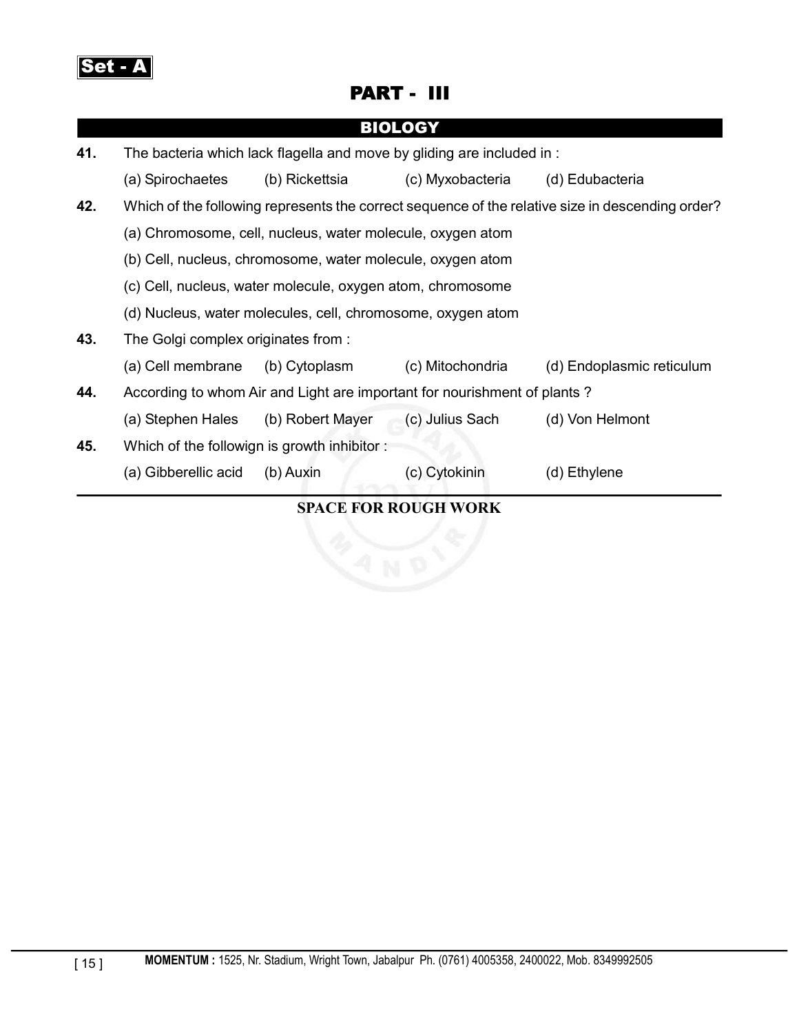Set - A

# PART - III

## BIOLOGY

**41.** The bacteria which lack flagella and move by gliding are included in :

(a) Spirochaetes (b) Rickettsia (c) Myxobacteria (d) Edubacteria

**42.** Which of the following represents the correct sequence of the relative size in descending order?

(a) Chromosome, cell, nucleus, water molecule, oxygen atom

(b) Cell, nucleus, chromosome, water molecule, oxygen atom

(c) Cell, nucleus, water molecule, oxygen atom, chromosome

(d) Nucleus, water molecules, cell, chromosome, oxygen atom

**43.** The Golgi complex originates from :

(a) Cell membrane (b) Cytoplasm (c) Mitochondria (d) Endoplasmic reticulum

**44.** According to whom Air and Light are important for nourishment of plants ?

(a) Stephen Hales (b) Robert Mayer (c) Julius Sach (d) Von Helmont

**45.** Which of the followign is growth inhibitor :

(a) Gibberellic acid (b) Auxin (c) Cytokinin (d) Ethylene

**SPACE FOR ROUGH WORK**

**MOMENTUM :** 1525, Nr. Stadium, Wright Town, Jabalpur Ph. (0761) 4005358, 2400022, Mob. 8349992505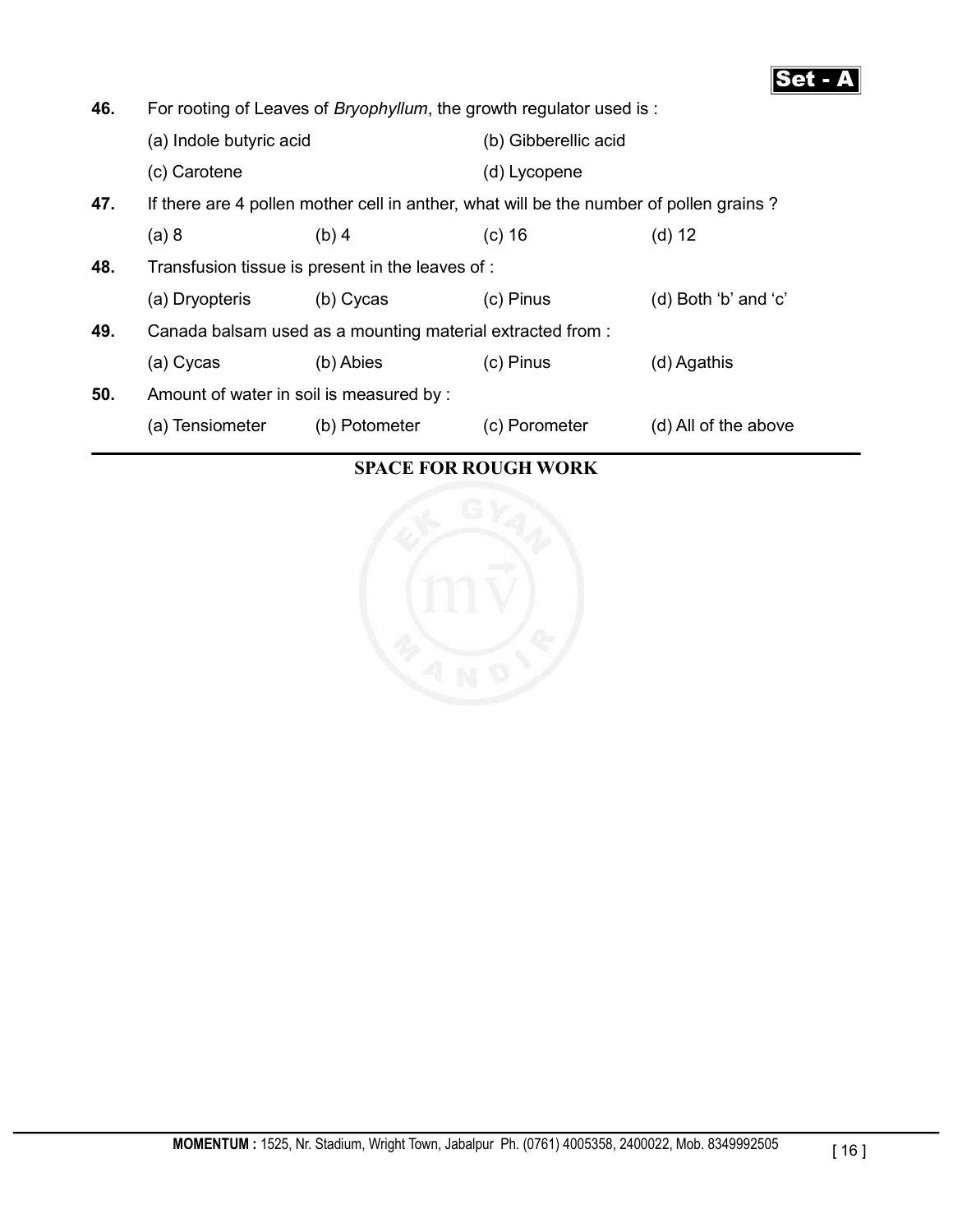Set - A

**46.** For rooting of Leaves of *Bryophyllum*, the growth regulator used is :

(a) Indole butyric acid (b) Gibberellic acid

(c) Carotene (d) Lycopene

**47.** If there are 4 pollen mother cell in anther, what will be the number of pollen grains ?

(a) 8 (b) 4 (c) 16 (d) 12

**48.** Transfusion tissue is present in the leaves of :

(a) Dryopteris (b) Cycas (c) Pinus (d) Both 'b' and 'c'

**49.** Canada balsam used as a mounting material extracted from :

(a) Cycas (b) Abies (c) Pinus (d) Agathis

**50.** Amount of water in soil is measured by :

(a) Tensiometer (b) Potometer (c) Porometer (d) All of the above

**SPACE FOR ROUGH WORK**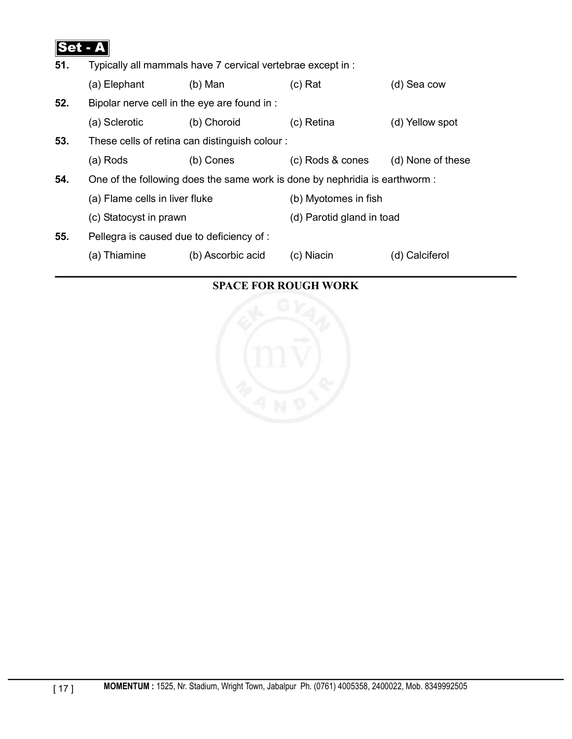**Set - A**

**51.** Typically all mammals have 7 cervical vertebrae except in :

(a) Elephant (b) Man (c) Rat (d) Sea cow

**52.** Bipolar nerve cell in the eye are found in :

(a) Sclerotic (b) Choroid (c) Retina (d) Yellow spot

**53.** These cells of retina can distinguish colour :

(a) Rods (b) Cones (c) Rods & cones (d) None of these

**54.** One of the following does the same work is done by nephridia is earthworm :

(a) Flame cells in liver fluke (b) Myotomes in fish

(c) Statocyst in prawn (d) Parotid gland in toad

**55.** Pellegra is caused due to deficiency of :

(a) Thiamine (b) Ascorbic acid (c) Niacin (d) Calciferol

**SPACE FOR ROUGH WORK**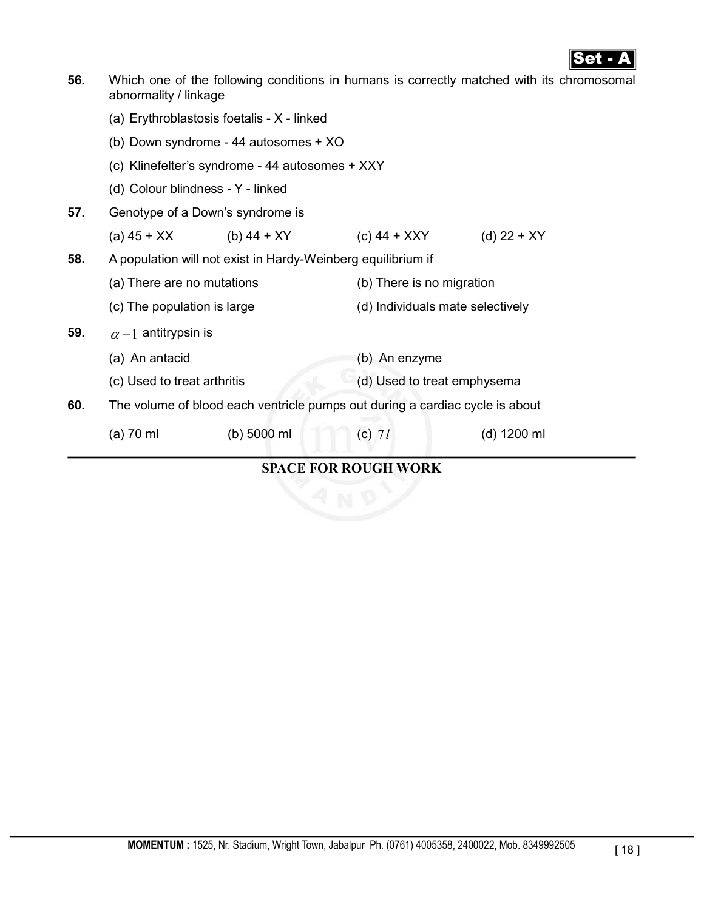**56.** Which one of the following conditions in humans is correctly matched with its chromosomal abnormality / linkage

(a) Erythroblastosis foetalis - X - linked

(b) Down syndrome - 44 autosomes + XO

(c) Klinefelter's syndrome - 44 autosomes + XXY

(d) Colour blindness - Y - linked

**57.** Genotype of a Down's syndrome is

(a) 45 + XX (b) 44 + XY (c) 44 + XXY (d) 22 + XY

**58.** A population will not exist in Hardy-Weinberg equilibrium if

(a) There are no mutations (b) There is no migration

(c) The population is large (d) Individuals mate selectively

**59.** $\alpha - 1$ antitrypsin is

(a) An antacid (b) An enzyme

(c) Used to treat arthritis (d) Used to treat emphysema

**60.** The volume of blood each ventricle pumps out during a cardiac cycle is about

(a) 70 ml (b) 5000 ml (c) $7l$ (d) 1200 ml

**SPACE FOR ROUGH WORK**